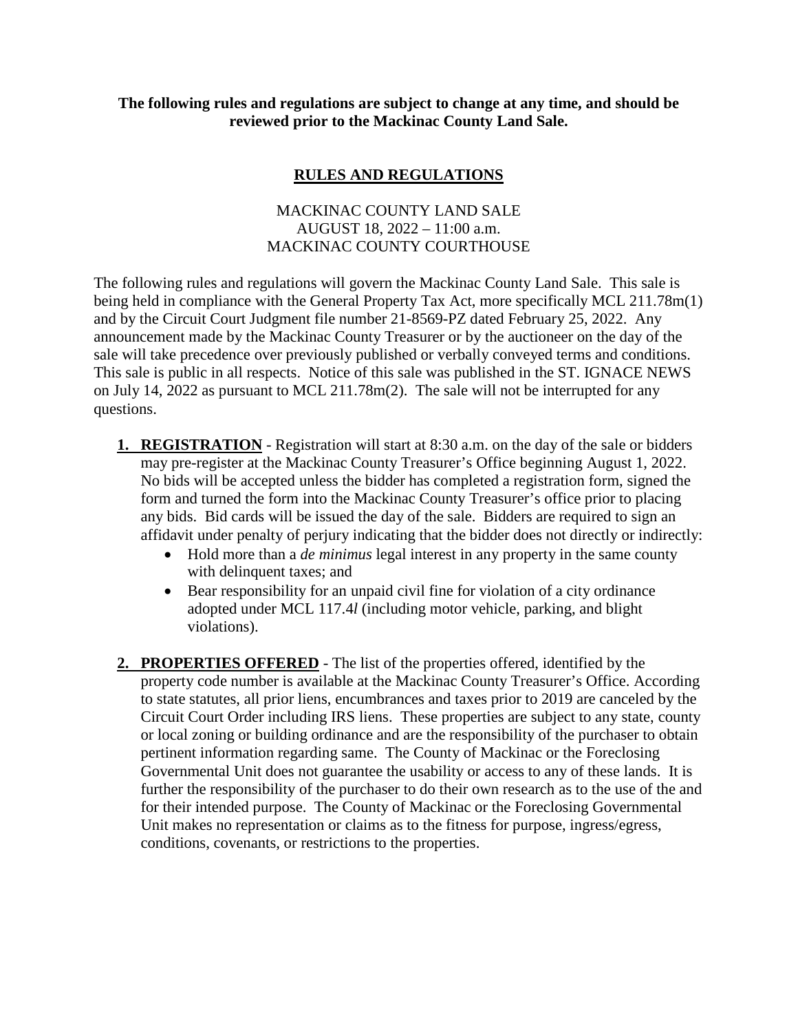**The following rules and regulations are subject to change at any time, and should be reviewed prior to the Mackinac County Land Sale.**

# RULES AND REGULATIONS

MACKINAC COUNTY LAND SALE
AUGUST 18, 2022 – 11:00 a.m.
MACKINAC COUNTY COURTHOUSE

The following rules and regulations will govern the Mackinac County Land Sale. This sale is being held in compliance with the General Property Tax Act, more specifically MCL 211.78m(1) and by the Circuit Court Judgment file number 21-8569-PZ dated February 25, 2022. Any announcement made by the Mackinac County Treasurer or by the auctioneer on the day of the sale will take precedence over previously published or verbally conveyed terms and conditions. This sale is public in all respects. Notice of this sale was published in the ST. IGNACE NEWS on July 14, 2022 as pursuant to MCL 211.78m(2). The sale will not be interrupted for any questions.

1. **REGISTRATION** - Registration will start at 8:30 a.m. on the day of the sale or bidders may pre-register at the Mackinac County Treasurer's Office beginning August 1, 2022. No bids will be accepted unless the bidder has completed a registration form, signed the form and turned the form into the Mackinac County Treasurer's office prior to placing any bids. Bid cards will be issued the day of the sale. Bidders are required to sign an affidavit under penalty of perjury indicating that the bidder does not directly or indirectly:
   - Hold more than a *de minimus* legal interest in any property in the same county with delinquent taxes; and
   - Bear responsibility for an unpaid civil fine for violation of a city ordinance adopted under MCL 117.4*l* (including motor vehicle, parking, and blight violations).

2. **PROPERTIES OFFERED** - The list of the properties offered, identified by the property code number is available at the Mackinac County Treasurer's Office. According to state statutes, all prior liens, encumbrances and taxes prior to 2019 are canceled by the Circuit Court Order including IRS liens. These properties are subject to any state, county or local zoning or building ordinance and are the responsibility of the purchaser to obtain pertinent information regarding same. The County of Mackinac or the Foreclosing Governmental Unit does not guarantee the usability or access to any of these lands. It is further the responsibility of the purchaser to do their own research as to the use of the and for their intended purpose. The County of Mackinac or the Foreclosing Governmental Unit makes no representation or claims as to the fitness for purpose, ingress/egress, conditions, covenants, or restrictions to the properties.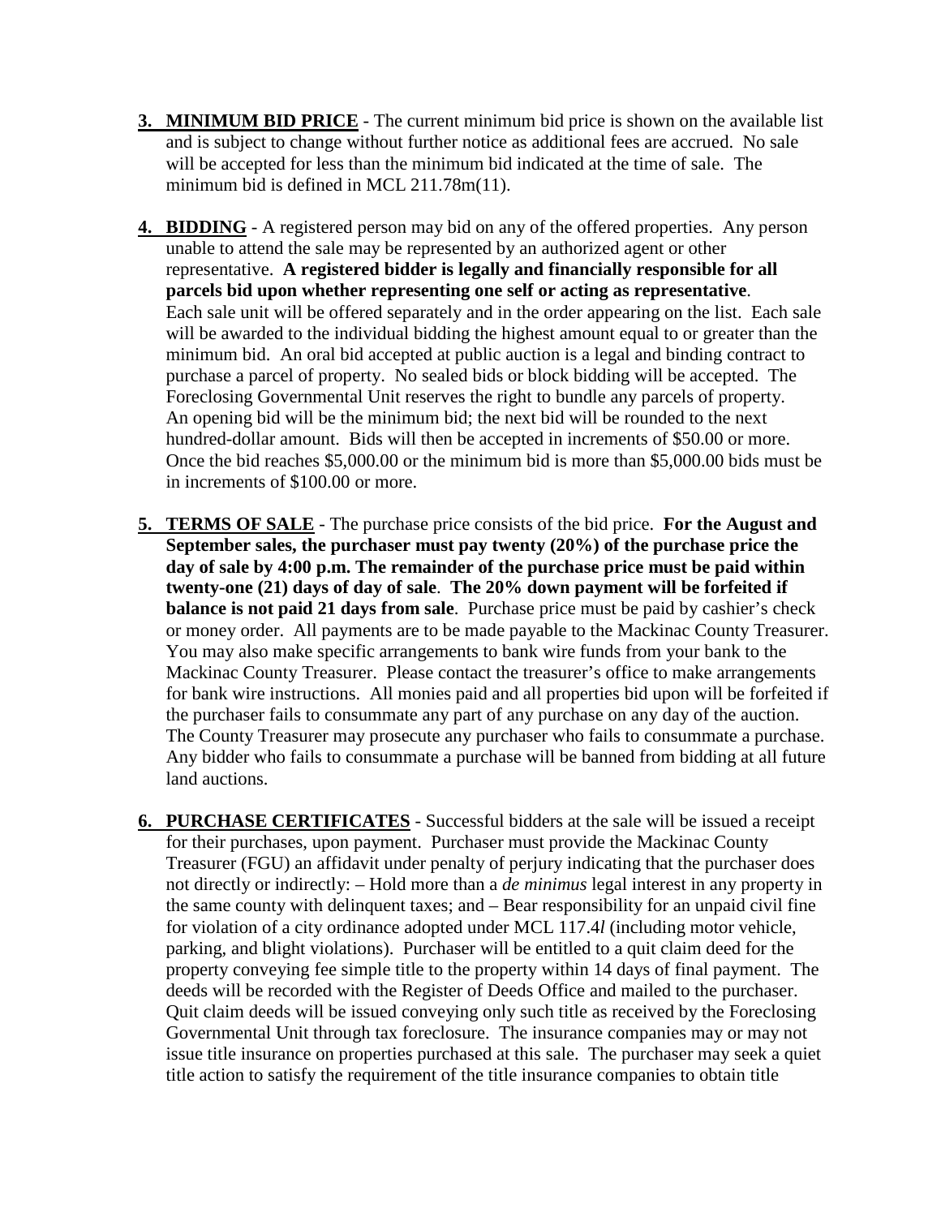3. **MINIMUM BID PRICE** - The current minimum bid price is shown on the available list and is subject to change without further notice as additional fees are accrued. No sale will be accepted for less than the minimum bid indicated at the time of sale. The minimum bid is defined in MCL 211.78m(11).

4. **BIDDING** - A registered person may bid on any of the offered properties. Any person unable to attend the sale may be represented by an authorized agent or other representative. **A registered bidder is legally and financially responsible for all parcels bid upon whether representing one self or acting as representative**. Each sale unit will be offered separately and in the order appearing on the list. Each sale will be awarded to the individual bidding the highest amount equal to or greater than the minimum bid. An oral bid accepted at public auction is a legal and binding contract to purchase a parcel of property. No sealed bids or block bidding will be accepted. The Foreclosing Governmental Unit reserves the right to bundle any parcels of property. An opening bid will be the minimum bid; the next bid will be rounded to the next hundred-dollar amount. Bids will then be accepted in increments of $50.00 or more. Once the bid reaches $5,000.00 or the minimum bid is more than $5,000.00 bids must be in increments of $100.00 or more.

5. **TERMS OF SALE** - The purchase price consists of the bid price. **For the August and September sales, the purchaser must pay twenty (20%) of the purchase price the day of sale by 4:00 p.m. The remainder of the purchase price must be paid within twenty-one (21) days of day of sale**. **The 20% down payment will be forfeited if balance is not paid 21 days from sale**. Purchase price must be paid by cashier's check or money order. All payments are to be made payable to the Mackinac County Treasurer. You may also make specific arrangements to bank wire funds from your bank to the Mackinac County Treasurer. Please contact the treasurer's office to make arrangements for bank wire instructions. All monies paid and all properties bid upon will be forfeited if the purchaser fails to consummate any part of any purchase on any day of the auction. The County Treasurer may prosecute any purchaser who fails to consummate a purchase. Any bidder who fails to consummate a purchase will be banned from bidding at all future land auctions.

6. **PURCHASE CERTIFICATES** - Successful bidders at the sale will be issued a receipt for their purchases, upon payment. Purchaser must provide the Mackinac County Treasurer (FGU) an affidavit under penalty of perjury indicating that the purchaser does not directly or indirectly: – Hold more than a *de minimus* legal interest in any property in the same county with delinquent taxes; and – Bear responsibility for an unpaid civil fine for violation of a city ordinance adopted under MCL 117.4*l* (including motor vehicle, parking, and blight violations). Purchaser will be entitled to a quit claim deed for the property conveying fee simple title to the property within 14 days of final payment. The deeds will be recorded with the Register of Deeds Office and mailed to the purchaser. Quit claim deeds will be issued conveying only such title as received by the Foreclosing Governmental Unit through tax foreclosure. The insurance companies may or may not issue title insurance on properties purchased at this sale. The purchaser may seek a quiet title action to satisfy the requirement of the title insurance companies to obtain title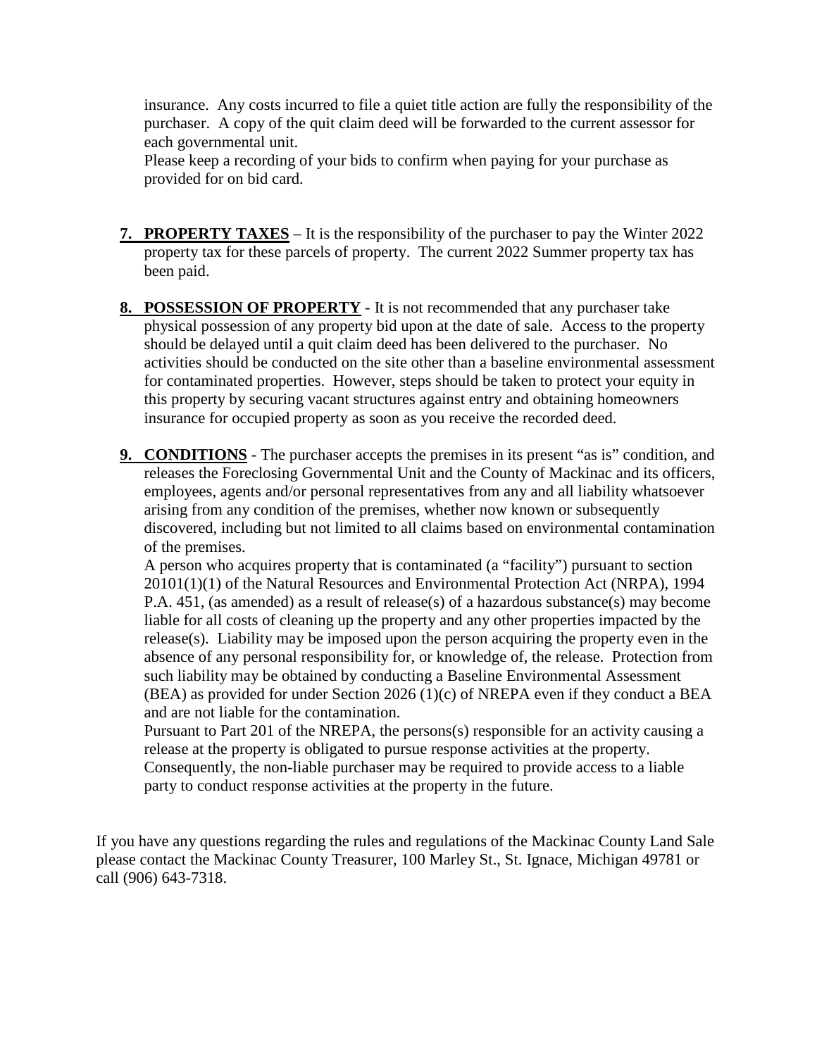insurance. Any costs incurred to file a quiet title action are fully the responsibility of the purchaser. A copy of the quit claim deed will be forwarded to the current assessor for each governmental unit.

Please keep a recording of your bids to confirm when paying for your purchase as provided for on bid card.

7. **PROPERTY TAXES** – It is the responsibility of the purchaser to pay the Winter 2022 property tax for these parcels of property. The current 2022 Summer property tax has been paid.

8. **POSSESSION OF PROPERTY** - It is not recommended that any purchaser take physical possession of any property bid upon at the date of sale. Access to the property should be delayed until a quit claim deed has been delivered to the purchaser. No activities should be conducted on the site other than a baseline environmental assessment for contaminated properties. However, steps should be taken to protect your equity in this property by securing vacant structures against entry and obtaining homeowners insurance for occupied property as soon as you receive the recorded deed.

9. **CONDITIONS** - The purchaser accepts the premises in its present "as is" condition, and releases the Foreclosing Governmental Unit and the County of Mackinac and its officers, employees, agents and/or personal representatives from any and all liability whatsoever arising from any condition of the premises, whether now known or subsequently discovered, including but not limited to all claims based on environmental contamination of the premises.

   A person who acquires property that is contaminated (a "facility") pursuant to section 20101(1)(1) of the Natural Resources and Environmental Protection Act (NRPA), 1994 P.A. 451, (as amended) as a result of release(s) of a hazardous substance(s) may become liable for all costs of cleaning up the property and any other properties impacted by the release(s). Liability may be imposed upon the person acquiring the property even in the absence of any personal responsibility for, or knowledge of, the release. Protection from such liability may be obtained by conducting a Baseline Environmental Assessment (BEA) as provided for under Section 2026 (1)(c) of NREPA even if they conduct a BEA and are not liable for the contamination.

   Pursuant to Part 201 of the NREPA, the persons(s) responsible for an activity causing a release at the property is obligated to pursue response activities at the property. Consequently, the non-liable purchaser may be required to provide access to a liable party to conduct response activities at the property in the future.

If you have any questions regarding the rules and regulations of the Mackinac County Land Sale please contact the Mackinac County Treasurer, 100 Marley St., St. Ignace, Michigan 49781 or call (906) 643-7318.